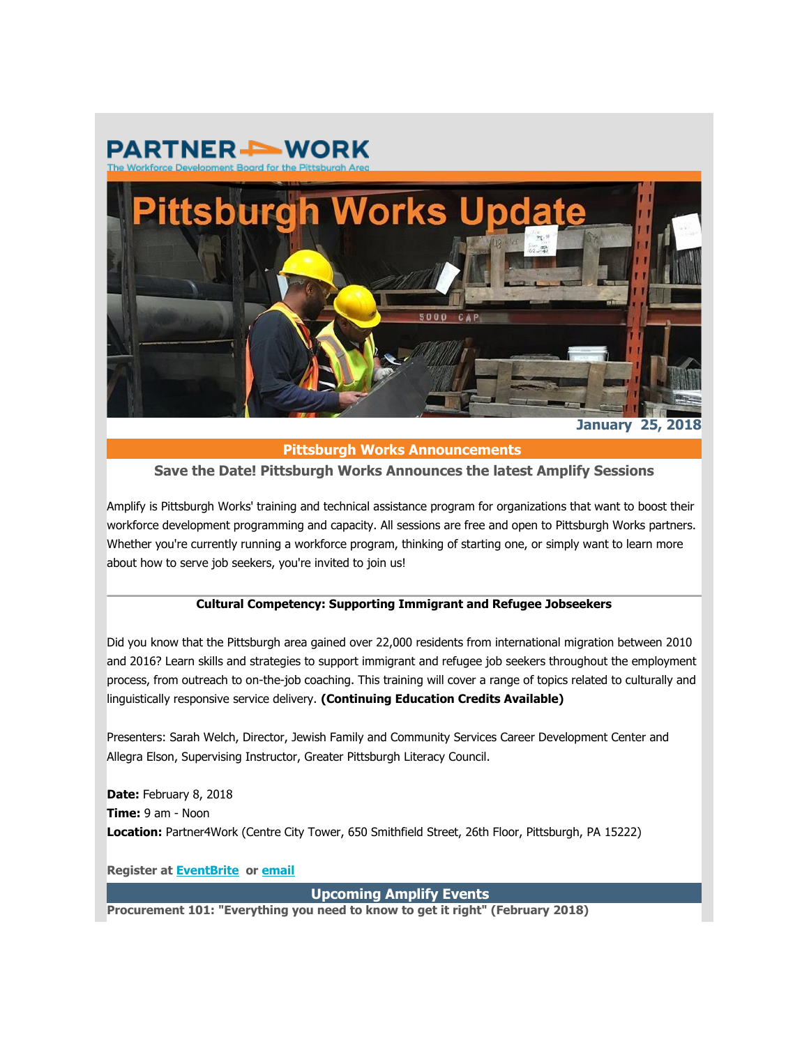PARTNER WORK

The Workforce Development Board for the Pittsburgh Area

# Pittsburgh Works Update

**January 25, 2018**

## Pittsburgh Works Announcements

### Save the Date! Pittsburgh Works Announces the latest Amplify Sessions

Amplify is Pittsburgh Works' training and technical assistance program for organizations that want to boost their workforce development programming and capacity. All sessions are free and open to Pittsburgh Works partners. Whether you're currently running a workforce program, thinking of starting one, or simply want to learn more about how to serve job seekers, you're invited to join us!

---

**Cultural Competency: Supporting Immigrant and Refugee Jobseekers**

Did you know that the Pittsburgh area gained over 22,000 residents from international migration between 2010 and 2016? Learn skills and strategies to support immigrant and refugee job seekers throughout the employment process, from outreach to on-the-job coaching. This training will cover a range of topics related to culturally and linguistically responsive service delivery. **(Continuing Education Credits Available)**

Presenters: Sarah Welch, Director, Jewish Family and Community Services Career Development Center and Allegra Elson, Supervising Instructor, Greater Pittsburgh Literacy Council.

**Date:** February 8, 2018
**Time:** 9 am - Noon
**Location:** Partner4Work (Centre City Tower, 650 Smithfield Street, 26th Floor, Pittsburgh, PA 15222)

**Register at EventBrite or email**

## Upcoming Amplify Events

**Procurement 101: "Everything you need to know to get it right" (February 2018)**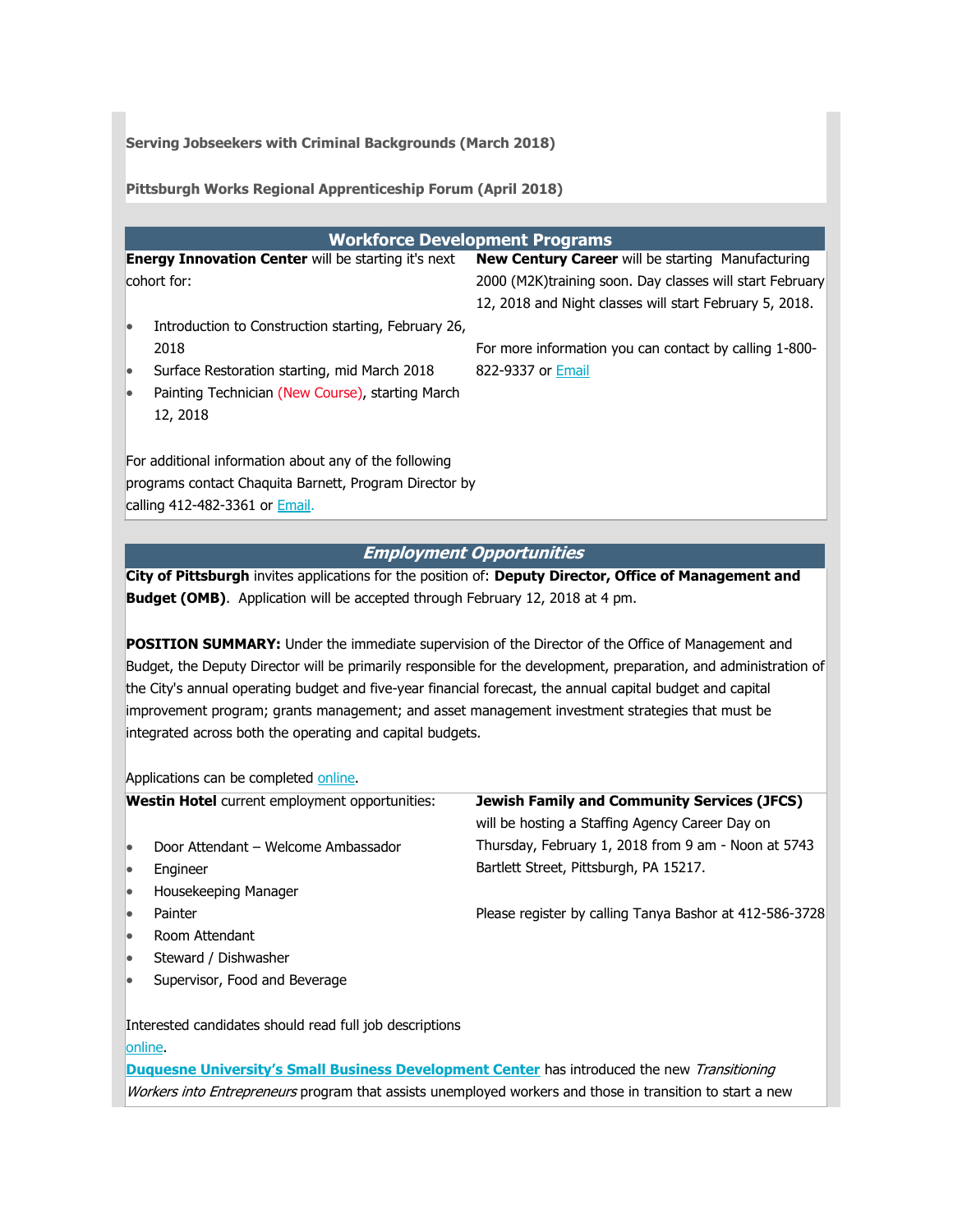**Serving Jobseekers with Criminal Backgrounds (March 2018)**

**Pittsburgh Works Regional Apprenticeship Forum (April 2018)**

## Workforce Development Programs

**Energy Innovation Center** will be starting it's next cohort for:

- Introduction to Construction starting, February 26, 2018
- Surface Restoration starting, mid March 2018
- Painting Technician (New Course), starting March 12, 2018

For additional information about any of the following programs contact Chaquita Barnett, Program Director by calling 412-482-3361 or Email.

**New Century Career** will be starting Manufacturing 2000 (M2K)training soon. Day classes will start February 12, 2018 and Night classes will start February 5, 2018.

For more information you can contact by calling 1-800-822-9337 or Email

## *Employment Opportunities*

**City of Pittsburgh** invites applications for the position of: **Deputy Director, Office of Management and Budget (OMB)**. Application will be accepted through February 12, 2018 at 4 pm.

**POSITION SUMMARY:** Under the immediate supervision of the Director of the Office of Management and Budget, the Deputy Director will be primarily responsible for the development, preparation, and administration of the City's annual operating budget and five-year financial forecast, the annual capital budget and capital improvement program; grants management; and asset management investment strategies that must be integrated across both the operating and capital budgets.

Applications can be completed online.

**Westin Hotel** current employment opportunities:

- Door Attendant – Welcome Ambassador
- Engineer
- Housekeeping Manager
- Painter
- Room Attendant
- Steward / Dishwasher
- Supervisor, Food and Beverage

Interested candidates should read full job descriptions online.

**Jewish Family and Community Services (JFCS)** will be hosting a Staffing Agency Career Day on Thursday, February 1, 2018 from 9 am - Noon at 5743 Bartlett Street, Pittsburgh, PA 15217.

Please register by calling Tanya Bashor at 412-586-3728

**Duquesne University's Small Business Development Center** has introduced the new *Transitioning Workers into Entrepreneurs* program that assists unemployed workers and those in transition to start a new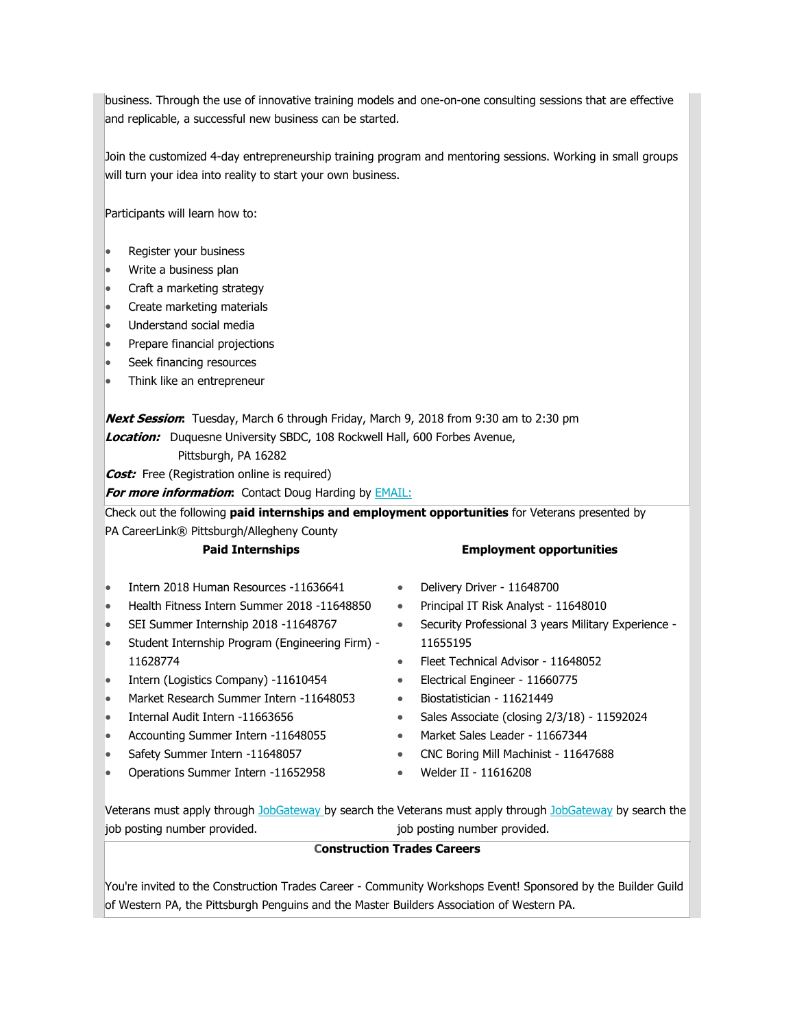business. Through the use of innovative training models and one-on-one consulting sessions that are effective and replicable, a successful new business can be started.

Join the customized 4-day entrepreneurship training program and mentoring sessions. Working in small groups will turn your idea into reality to start your own business.

Participants will learn how to:

- Register your business
- Write a business plan
- Craft a marketing strategy
- Create marketing materials
- Understand social media
- Prepare financial projections
- Seek financing resources
- Think like an entrepreneur

***Next Session***: Tuesday, March 6 through Friday, March 9, 2018 from 9:30 am to 2:30 pm
***Location:*** Duquesne University SBDC, 108 Rockwell Hall, 600 Forbes Avenue, Pittsburgh, PA 16282
***Cost:*** Free (Registration online is required)
***For more information***: Contact Doug Harding by EMAIL:

Check out the following **paid internships and employment opportunities** for Veterans presented by PA CareerLink® Pittsburgh/Allegheny County

**Paid Internships**

- Intern 2018 Human Resources -11636641
- Health Fitness Intern Summer 2018 -11648850
- SEI Summer Internship 2018 -11648767
- Student Internship Program (Engineering Firm) - 11628774
- Intern (Logistics Company) -11610454
- Market Research Summer Intern -11648053
- Internal Audit Intern -11663656
- Accounting Summer Intern -11648055
- Safety Summer Intern -11648057
- Operations Summer Intern -11652958

Veterans must apply through JobGateway by search the job posting number provided.

**Employment opportunities**

- Delivery Driver - 11648700
- Principal IT Risk Analyst - 11648010
- Security Professional 3 years Military Experience - 11655195
- Fleet Technical Advisor - 11648052
- Electrical Engineer - 11660775
- Biostatistician - 11621449
- Sales Associate (closing 2/3/18) - 11592024
- Market Sales Leader - 11667344
- CNC Boring Mill Machinist - 11647688
- Welder II - 11616208

Veterans must apply through JobGateway by search the job posting number provided.

**Construction Trades Careers**

You're invited to the Construction Trades Career - Community Workshops Event! Sponsored by the Builder Guild of Western PA, the Pittsburgh Penguins and the Master Builders Association of Western PA.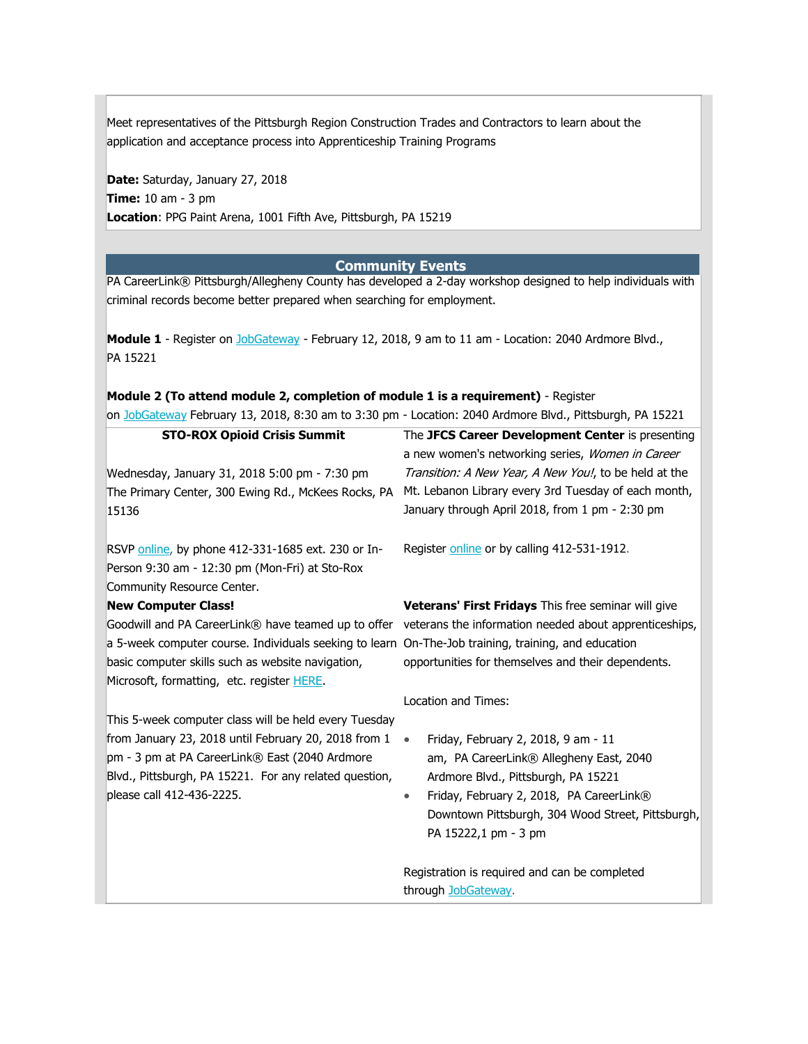Meet representatives of the Pittsburgh Region Construction Trades and Contractors to learn about the application and acceptance process into Apprenticeship Training Programs

**Date:** Saturday, January 27, 2018
**Time:** 10 am - 3 pm
**Location**: PPG Paint Arena, 1001 Fifth Ave, Pittsburgh, PA 15219

## Community Events

PA CareerLink® Pittsburgh/Allegheny County has developed a 2-day workshop designed to help individuals with criminal records become better prepared when searching for employment.

**Module 1** - Register on JobGateway - February 12, 2018, 9 am to 11 am - Location: 2040 Ardmore Blvd., PA 15221

**Module 2 (To attend module 2, completion of module 1 is a requirement)** - Register on JobGateway February 13, 2018, 8:30 am to 3:30 pm - Location: 2040 Ardmore Blvd., Pittsburgh, PA 15221

**STO-ROX Opioid Crisis Summit**

Wednesday, January 31, 2018 5:00 pm - 7:30 pm
The Primary Center, 300 Ewing Rd., McKees Rocks, PA 15136

RSVP online, by phone 412-331-1685 ext. 230 or In-Person 9:30 am - 12:30 pm (Mon-Fri) at Sto-Rox Community Resource Center.

The **JFCS Career Development Center** is presenting a new women's networking series, *Women in Career Transition: A New Year, A New You!*, to be held at the Mt. Lebanon Library every 3rd Tuesday of each month, January through April 2018, from 1 pm - 2:30 pm

Register online or by calling 412-531-1912.

**New Computer Class!**
Goodwill and PA CareerLink® have teamed up to offer a 5-week computer course. Individuals seeking to learn basic computer skills such as website navigation, Microsoft, formatting, etc. register HERE.

This 5-week computer class will be held every Tuesday from January 23, 2018 until February 20, 2018 from 1 pm - 3 pm at PA CareerLink® East (2040 Ardmore Blvd., Pittsburgh, PA 15221. For any related question, please call 412-436-2225.

**Veterans' First Fridays** This free seminar will give veterans the information needed about apprenticeships, On-The-Job training, training, and education opportunities for themselves and their dependents.

Location and Times:

- Friday, February 2, 2018, 9 am - 11 am, PA CareerLink® Allegheny East, 2040 Ardmore Blvd., Pittsburgh, PA 15221
- Friday, February 2, 2018, PA CareerLink® Downtown Pittsburgh, 304 Wood Street, Pittsburgh, PA 15222,1 pm - 3 pm

Registration is required and can be completed through JobGateway.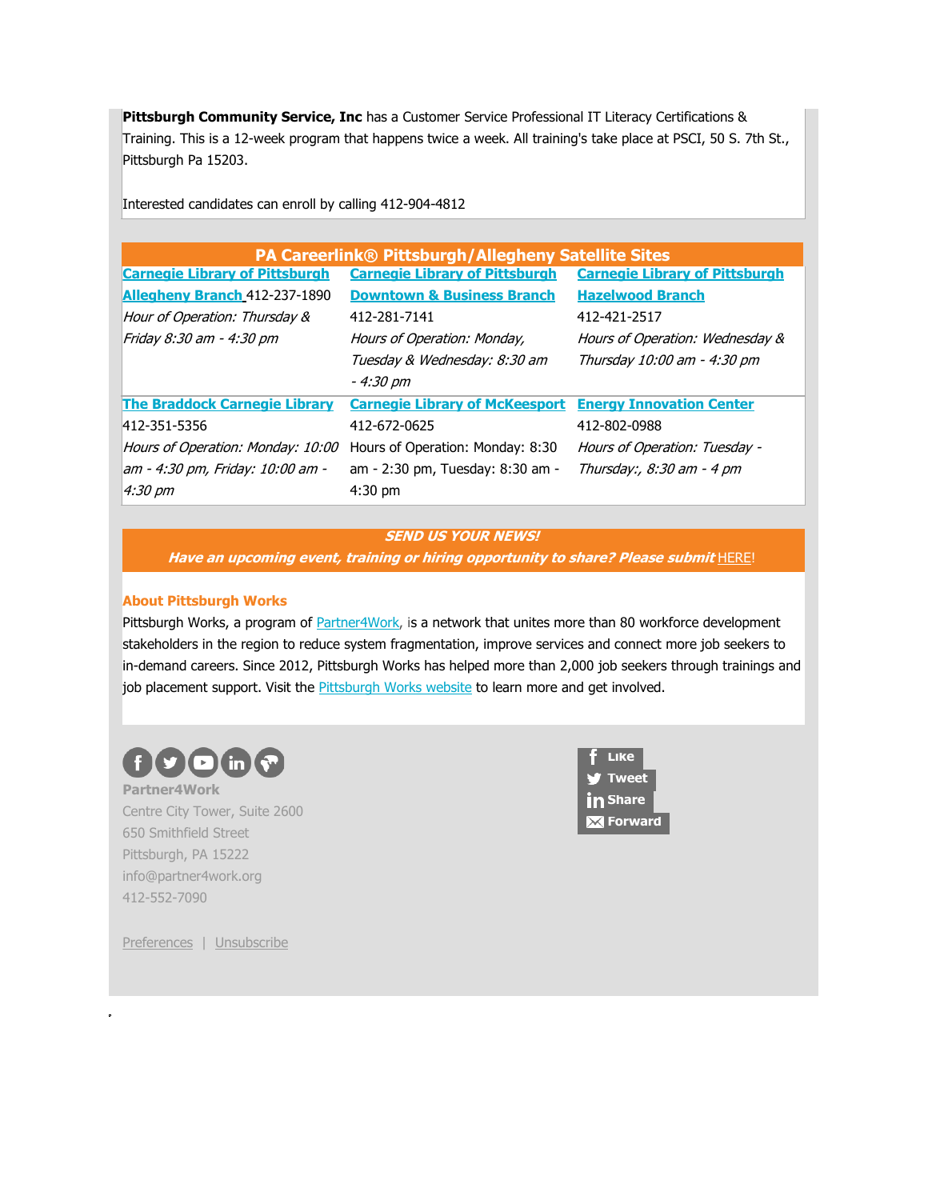**Pittsburgh Community Service, Inc** has a Customer Service Professional IT Literacy Certifications & Training. This is a 12-week program that happens twice a week. All training's take place at PSCI, 50 S. 7th St., Pittsburgh Pa 15203.

Interested candidates can enroll by calling 412-904-4812

## PA Careerlink® Pittsburgh/Allegheny Satellite Sites

| | | |
|---|---|---|
| **Carnegie Library of Pittsburgh Allegheny Branch** 412-237-1890 *Hour of Operation: Thursday & Friday 8:30 am - 4:30 pm* | **Carnegie Library of Pittsburgh Downtown & Business Branch** 412-281-7141 *Hours of Operation: Monday, Tuesday & Wednesday: 8:30 am - 4:30 pm* | **Carnegie Library of Pittsburgh Hazelwood Branch** 412-421-2517 *Hours of Operation: Wednesday & Thursday 10:00 am - 4:30 pm* |
| **The Braddock Carnegie Library** 412-351-5356 *Hours of Operation: Monday: 10:00 am - 4:30 pm, Friday: 10:00 am - 4:30 pm* | **Carnegie Library of McKeesport** 412-672-0625 Hours of Operation: Monday: 8:30 am - 2:30 pm, Tuesday: 8:30 am - 4:30 pm | **Energy Innovation Center** 412-802-0988 *Hours of Operation: Tuesday - Thursday:, 8:30 am - 4 pm* |

***SEND US YOUR NEWS!***

***Have an upcoming event, training or hiring opportunity to share? Please submit*** HERE!

### About Pittsburgh Works

Pittsburgh Works, a program of Partner4Work, is a network that unites more than 80 workforce development stakeholders in the region to reduce system fragmentation, improve services and connect more job seekers to in-demand careers. Since 2012, Pittsburgh Works has helped more than 2,000 job seekers through trainings and job placement support. Visit the Pittsburgh Works website to learn more and get involved.

**Partner4Work**
Centre City Tower, Suite 2600
650 Smithfield Street
Pittsburgh, PA 15222
info@partner4work.org
412-552-7090

Like
Tweet
Share
Forward

Preferences | Unsubscribe